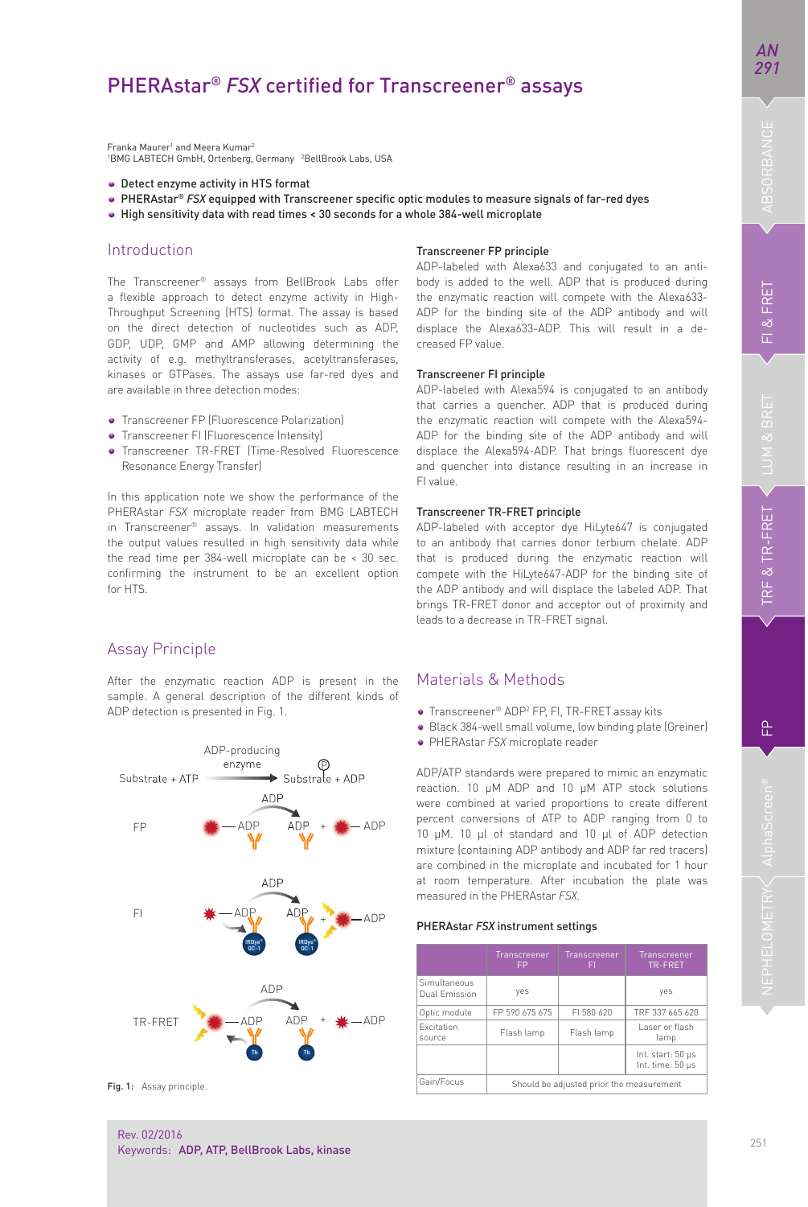# PHERAstar® *FSX* certified for Transcreener® assays

Franka Maurer[1] and Meera Kumar[2]
[1]BMG LABTECH GmbH, Ortenberg, Germany [2]BellBrook Labs, USA

- Detect enzyme activity in HTS format
- PHERAstar® *FSX* equipped with Transcreener specific optic modules to measure signals of far-red dyes
- High sensitivity data with read times < 30 seconds for a whole 384-well microplate

## Introduction

The Transcreener® assays from BellBrook Labs offer a flexible approach to detect enzyme activity in High-Throughput Screening (HTS) format. The assay is based on the direct detection of nucleotides such as ADP, GDP, UDP, GMP and AMP allowing determining the activity of e.g. methyltransferases, acetyltransferases, kinases or GTPases. The assays use far-red dyes and are available in three detection modes:

- Transcreener FP (Fluorescence Polarization)
- Transcreener FI (Fluorescence Intensity)
- Transcreener TR-FRET (Time-Resolved Fluorescence Resonance Energy Transfer)

In this application note we show the performance of the PHERAstar *FSX* microplate reader from BMG LABTECH in Transcreener® assays. In validation measurements the output values resulted in high sensitivity data while the read time per 384-well microplate can be < 30 sec. confirming the instrument to be an excellent option for HTS.

## Assay Principle

After the enzymatic reaction ADP is present in the sample. A general description of the different kinds of ADP detection is presented in Fig. 1.

Substrate + ATP
ADP-producing enzyme
Substrate + ADP
FP
FI
TR-FRET
ADP
IRDye® QC-1
Tb

**Fig. 1:** Assay principle.

### Transcreener FP principle

ADP-labeled with Alexa633 and conjugated to an anti-body is added to the well. ADP that is produced during the enzymatic reaction will compete with the Alexa633-ADP for the binding site of the ADP antibody and will displace the Alexa633-ADP. This will result in a de-creased FP value.

### Transcreener FI principle

ADP-labeled with Alexa594 is conjugated to an antibody that carries a quencher. ADP that is produced during the enzymatic reaction will compete with the Alexa594-ADP for the binding site of the ADP antibody and will displace the Alexa594-ADP. That brings fluorescent dye and quencher into distance resulting in an increase in FI value.

### Transcreener TR-FRET principle

ADP-labeled with acceptor dye HiLyte647 is conjugated to an antibody that carries donor terbium chelate. ADP that is produced during the enzymatic reaction will compete with the HiLyte647-ADP for the binding site of the ADP antibody and will displace the labeled ADP. That brings TR-FRET donor and acceptor out of proximity and leads to a decrease in TR-FRET signal.

## Materials & Methods

- Transcreener® ADP² FP, FI, TR-FRET assay kits
- Black 384-well small volume, low binding plate (Greiner)
- PHERAstar *FSX* microplate reader

ADP/ATP standards were prepared to mimic an enzymatic reaction. 10 µM ADP and 10 µM ATP stock solutions were combined at varied proportions to create different percent conversions of ATP to ADP ranging from 0 to 10 µM. 10 µl of standard and 10 µl of ADP detection mixture (containing ADP antibody and ADP far red tracers) are combined in the microplate and incubated for 1 hour at room temperature. After incubation the plate was measured in the PHERAstar *FSX*.

### PHERAstar *FSX* instrument settings

| | Transcreener FP | Transcreener FI | Transcreener TR-FRET |
|---|---|---|---|
| Simultaneous Dual Emission | yes | | yes |
| Optic module | FP 590 675 675 | FI 580 620 | TRF 337 665 620 |
| Excitation source | Flash lamp | Flash lamp | Laser or flash lamp |
| | | | Int. start: 50 µs<br>Int. time: 50 µs |
| Gain/Focus | Should be adjusted prior the measurement | | |

Rev. 02/2016
Keywords: ADP, ATP, BellBrook Labs, kinase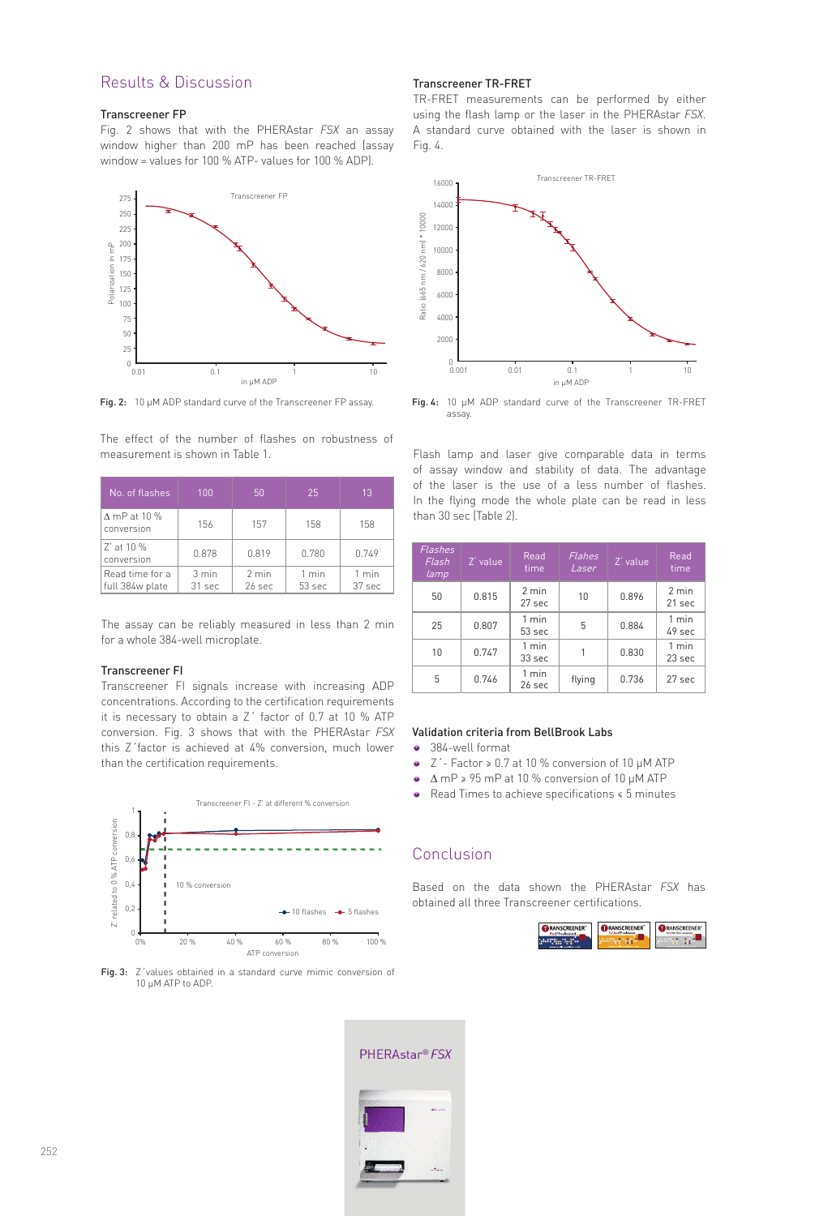## Results & Discussion

### Transcreener FP

Fig. 2 shows that with the PHERAstar *FSX* an assay window higher than 200 mP has been reached (assay window = values for 100 % ATP- values for 100 % ADP).

Transcreener FP

Polarization in mP

275
250
225
200
175
150
125
100
75
50
25
0

0.01
0.1
1
10

in µM ADP

**Fig. 2:** 10 µM ADP standard curve of the Transcreener FP assay.

The effect of the number of flashes on robustness of measurement is shown in Table 1.

| No. of flashes | 100 | 50 | 25 | 13 |
|---|---|---|---|---|
| Δ mP at 10 % conversion | 156 | 157 | 158 | 158 |
| Z' at 10 % conversion | 0.878 | 0.819 | 0.780 | 0.749 |
| Read time for a full 384w plate | 3 min 31 sec | 2 min 26 sec | 1 min 53 sec | 1 min 37 sec |

The assay can be reliably measured in less than 2 min for a whole 384-well microplate.

### Transcreener FI

Transcreener FI signals increase with increasing ADP concentrations. According to the certification requirements it is necessary to obtain a Z´ factor of 0.7 at 10 % ATP conversion. Fig. 3 shows that with the PHERAstar *FSX* this Z´factor is achieved at 4% conversion, much lower than the certification requirements.

Transcreener FI - Z' at different % conversion

Z' related to 0 % ATP conversion

1
0,8
0,6
0,4
0,2
0

0%
20 %
40 %
60 %
80 %
100 %

ATP conversion

10 % conversion

10 flashes
5 flashes

**Fig. 3:** Z´values obtained in a standard curve mimic conversion of 10 µM ATP to ADP.

### Transcreener TR-FRET

TR-FRET measurements can be performed by either using the flash lamp or the laser in the PHERAstar *FSX*. A standard curve obtained with the laser is shown in Fig. 4.

Transcreener TR-FRET

Ratio (665 nm / 620 nm) * 10000

16000
14000
12000
10000
8000
6000
4000
2000
0

0.001
0.01
0.1
1
10

in µM ADP

**Fig. 4:** 10 µM ADP standard curve of the Transcreener TR-FRET assay.

Flash lamp and laser give comparable data in terms of assay window and stability of data. The advantage of the laser is the use of a less number of flashes. In the flying mode the whole plate can be read in less than 30 sec (Table 2).

| *Flashes Flash lamp* | Z' value | Read time | *Flahes Laser* | Z' value | Read time |
|---|---|---|---|---|---|
| 50 | 0.815 | 2 min 27 sec | 10 | 0.896 | 2 min 21 sec |
| 25 | 0.807 | 1 min 53 sec | 5 | 0.884 | 1 min 49 sec |
| 10 | 0.747 | 1 min 33 sec | 1 | 0.830 | 1 min 23 sec |
| 5 | 0.746 | 1 min 26 sec | flying | 0.736 | 27 sec |

### Validation criteria from BellBrook Labs

- 384-well format
- Z´- Factor ≥ 0.7 at 10 % conversion of 10 µM ATP
- Δ mP ≥ 95 mP at 10 % conversion of 10 µM ATP
- Read Times to achieve specifications ≤ 5 minutes

## Conclusion

Based on the data shown the PHERAstar *FSX* has obtained all three Transcreener certifications.

PHERAstar® *FSX*